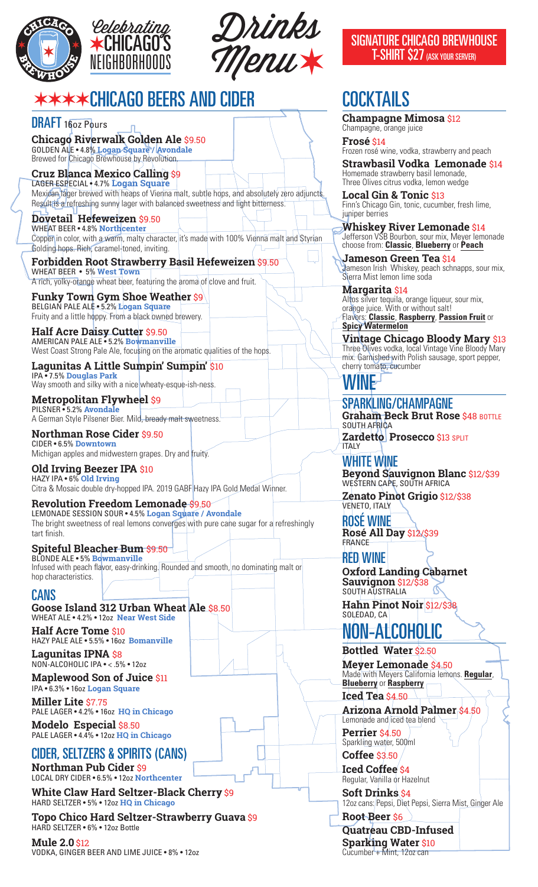# Celebrating ★CHICAGO'S NEIGHBORHOODS

# Drinks Menu★

**SIGNATURE CHICAGO BREWHOUSE T-SHIRT $27 (ASK YOUR SERVER)**

## ★★★★CHICAGO BEERS AND CIDER

### DRAFT 16oz Pours

**Chicago Riverwalk Golden Ale** $9.50
GOLDEN ALE • 4.8% **Logan Square / Avondale**
Brewed for Chicago Brewhouse by Revolution.

**Cruz Blanca Mexico Calling** $9
LAGER ESPECIAL • 4.7% **Logan Square**
Mexican lager brewed with heaps of Vienna malt, subtle hops, and absolutely zero adjuncts. Result is a refreshing sunny lager with balanced sweetness and light bitterness.

**Dovetail Hefeweizen** $9.50
WHEAT BEER • 4.8% **Northcenter**
Copper in color, with a warm, malty character, it's made with 100% Vienna malt and Styrian Golding hops. Rich, caramel-toned, inviting.

**Forbidden Root Strawberry Basil Hefeweizen** $9.50
WHEAT BEER • 5% **West Town**
A rich, yolky-orange wheat beer, featuring the aroma of clove and fruit.

**Funky Town Gym Shoe Weather** $9
BELGIAN PALE ALE • 5.2% **Logan Square**
Fruity and a little hoppy. From a black owned brewery.

**Half Acre Daisy Cutter** $9.50
AMERICAN PALE ALE • 5.2% **Bowmanville**
West Coast Strong Pale Ale, focusing on the aromatic qualities of the hops.

**Lagunitas A Little Sumpin' Sumpin'** $10
IPA • 7.5% **Douglas Park**
Way smooth and silky with a nice wheaty-esque-ish-ness.

**Metropolitan Flywheel** $9
PILSNER • 5.2% **Avondale**
A German Style Pilsener Bier. Mild, bready malt sweetness.

**Northman Rose Cider** $9.50
CIDER • 6.5% **Downtown**
Michigan apples and midwestern grapes. Dry and fruity.

**Old Irving Beezer IPA** $10
HAZY IPA • 6% **Old Irving**
Citra & Mosaic double dry-hopped IPA. 2019 GABF Hazy IPA Gold Medal Winner.

**Revolution Freedom Lemonade** $9.50
LEMONADE SESSION SOUR • 4.5% **Logan Square / Avondale**
The bright sweetness of real lemons converges with pure cane sugar for a refreshingly tart finish.

**Spiteful Bleacher Bum** $9.50
BLONDE ALE • 5% **Bowmanville**
Infused with peach flavor, easy-drinking. Rounded and smooth, no dominating malt or hop characteristics.

### CANS

**Goose Island 312 Urban Wheat Ale** $8.50
WHEAT ALE • 4.2% • 12oz **Near West Side**

**Half Acre Tome** $10
HAZY PALE ALE • 5.5% • 16oz **Bomanville**

**Lagunitas IPNA** $8
NON-ALCOHOLIC IPA • < .5% • 12oz

**Maplewood Son of Juice** $11
IPA • 6.3% • 16oz **Logan Square**

**Miller Lite** $7.75
PALE LAGER • 4.2% • 16oz **HQ in Chicago**

**Modelo Especial** $8.50
PALE LAGER • 4.4% • 12oz **HQ in Chicago**

### CIDER, SELTZERS & SPIRITS (CANS)

**Northman Pub Cider** $9
LOCAL DRY CIDER • 6.5% • 12oz **Northcenter**

**White Claw Hard Seltzer-Black Cherry** $9
HARD SELTZER • 5% • 12oz **HQ in Chicago**

**Topo Chico Hard Seltzer-Strawberry Guava** $9
HARD SELTZER • 6% • 12oz Bottle

**Mule 2.0** $12
VODKA, GINGER BEER AND LIME JUICE • 8% • 12oz

## COCKTAILS

**Champagne Mimosa** $12
Champagne, orange juice

**Frosé** $14
Frozen rosé wine, vodka, strawberry and peach

**Strawbasil Vodka Lemonade** $14
Homemade strawberry basil lemonade, Three Olives citrus vodka, lemon wedge

**Local Gin & Tonic** $13
Finn's Chicago Gin, tonic, cucumber, fresh lime, juniper berries

**Whiskey River Lemonade** $14
Jefferson VSB Bourbon, sour mix, Meyer lemonade choose from: **Classic**, **Blueberry** or **Peach**

**Jameson Green Tea** $14
Jameson Irish Whiskey, peach schnapps, sour mix, Sierra Mist lemon lime soda

**Margarita** $14
Altos silver tequila, orange liqueur, sour mix, orange juice. With or without salt!
Flavors: **Classic**, **Raspberry**, **Passion Fruit** or **Spicy Watermelon**

**Vintage Chicago Bloody Mary** $13
Three Olives vodka, local Vintage Vine Bloody Mary mix. Garnished with Polish sausage, sport pepper, cherry tomato, cucumber

## WINE

### SPARKLING/CHAMPAGNE

**Graham Beck Brut Rose** $48 BOTTLE
SOUTH AFRICA

**Zardetto Prosecco** $13 SPLIT
ITALY

### WHITE WINE

**Beyond Sauvignon Blanc** $12/$39
WESTERN CAPE, SOUTH AFRICA

**Zenato Pinot Grigio** $12/$38
VENETO, ITALY

### ROSÉ WINE

**Rosé All Day** $12/$39
FRANCE

### RED WINE

**Oxford Landing Cabarnet Sauvignon** $12/$38
SOUTH AUSTRALIA

**Hahn Pinot Noir** $12/$38
SOLEDAD, CA

## NON-ALCOHOLIC

**Bottled Water** $2.50

**Meyer Lemonade** $4.50
Made with Meyers California lemons. **Regular**, **Blueberry** or **Raspberry**

**Iced Tea** $4.50

**Arizona Arnold Palmer** $4.50
Lemonade and iced tea blend

**Perrier** $4.50
Sparkling water, 500ml

**Coffee** $3.50

**Iced Coffee** $4
Regular, Vanilla or Hazelnut

**Soft Drinks** $4
12oz cans: Pepsi, Diet Pepsi, Sierra Mist, Ginger Ale

**Root Beer** $6

**Quatreau CBD-Infused Sparking Water** $10
Cucumber + Mint, 12oz can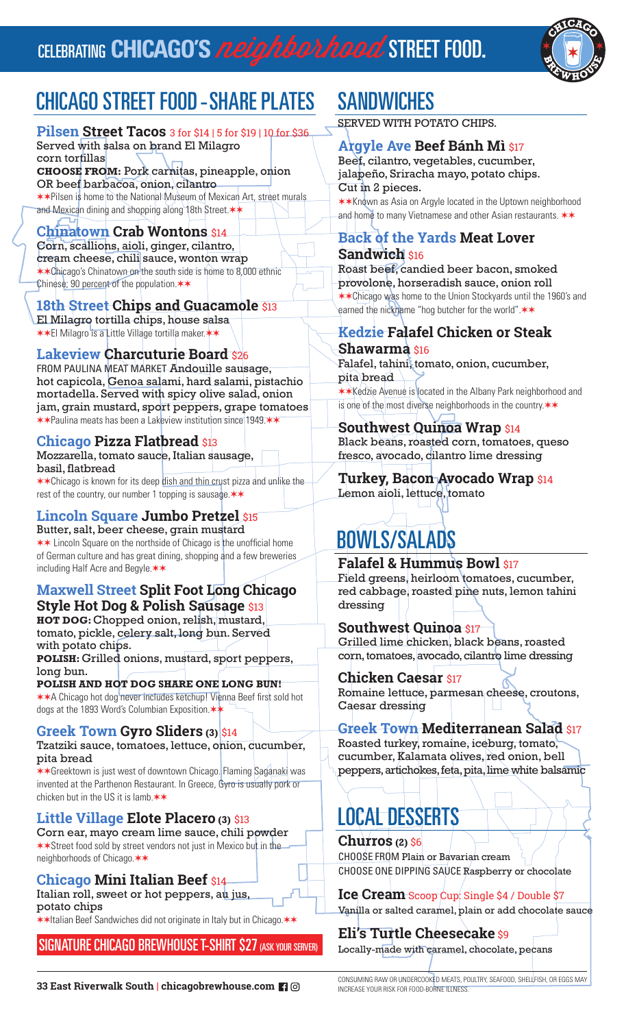# CELEBRATING CHICAGO'S *neighborhood* STREET FOOD.

## CHICAGO STREET FOOD - SHARE PLATES

### Pilsen Street Tacos 3 for $14 | 5 for $19 | 10 for $36

Served with salsa on brand El Milagro corn tortillas

**CHOOSE FROM:** Pork carnitas, pineapple, onion OR beef barbacoa, onion, cilantro

**Pilsen is home to the National Museum of Mexican Art, street murals and Mexican dining and shopping along 18th Street.**

### Chinatown Crab Wontons $14

Corn, scallions, aioli, ginger, cilantro, cream cheese, chili sauce, wonton wrap

**Chicago's Chinatown on the south side is home to 8,000 ethnic Chinese; 90 percent of the population.**

### 18th Street Chips and Guacamole $13

El Milagro tortilla chips, house salsa

**El Milagro is a Little Village tortilla maker.**

### Lakeview Charcuturie Board $26

FROM PAULINA MEAT MARKET Andouille sausage, hot capicola, Genoa salami, hard salami, pistachio mortadella. Served with spicy olive salad, onion jam, grain mustard, sport peppers, grape tomatoes

**Paulina meats has been a Lakeview institution since 1949.**

### Chicago Pizza Flatbread $13

Mozzarella, tomato sauce, Italian sausage, basil, flatbread

**Chicago is known for its deep dish and thin crust pizza and unlike the rest of the country, our number 1 topping is sausage.**

### Lincoln Square Jumbo Pretzel $15

Butter, salt, beer cheese, grain mustard

**Lincoln Square on the northside of Chicago is the unofficial home of German culture and has great dining, shopping and a few breweries including Half Acre and Begyle.**

### Maxwell Street Split Foot Long Chicago Style Hot Dog & Polish Sausage $13

**HOT DOG:** Chopped onion, relish, mustard, tomato, pickle, celery salt, long bun. Served with potato chips.

**POLISH:** Grilled onions, mustard, sport peppers, long bun.

**POLISH AND HOT DOG SHARE ONE LONG BUN!**

**A Chicago hot dog never includes ketchup! Vienna Beef first sold hot dogs at the 1893 Word's Columbian Exposition.**

### Greek Town Gyro Sliders (3) $14

Tzatziki sauce, tomatoes, lettuce, onion, cucumber, pita bread

**Greektown is just west of downtown Chicago. Flaming Saganaki was invented at the Parthenon Restaurant. In Greece, Gyro is usually pork or chicken but in the US it is lamb.**

### Little Village Elote Placero (3) $13

Corn ear, mayo cream lime sauce, chili powder

**Street food sold by street vendors not just in Mexico but in the neighborhoods of Chicago.**

### Chicago Mini Italian Beef $14

Italian roll, sweet or hot peppers, au jus, potato chips

**Italian Beef Sandwiches did not originate in Italy but in Chicago.**

**SIGNATURE CHICAGO BREWHOUSE T-SHIRT $27 (ASK YOUR SERVER)**

## SANDWICHES

SERVED WITH POTATO CHIPS.

### Argyle Ave Beef Bánh Mì $17

Beef, cilantro, vegetables, cucumber, jalapeño, Sriracha mayo, potato chips. Cut in 2 pieces.

**Known as Asia on Argyle located in the Uptown neighborhood and home to many Vietnamese and other Asian restaurants.**

### Back of the Yards Meat Lover Sandwich $16

Roast beef, candied beer bacon, smoked provolone, horseradish sauce, onion roll

**Chicago was home to the Union Stockyards until the 1960's and earned the nickname "hog butcher for the world".**

### Kedzie Falafel Chicken or Steak Shawarma $16

Falafel, tahini, tomato, onion, cucumber, pita bread

**Kedzie Avenue is located in the Albany Park neighborhood and is one of the most diverse neighborhoods in the country.**

### Southwest Quinoa Wrap $14

Black beans, roasted corn, tomatoes, queso fresco, avocado, cilantro lime dressing

### Turkey, Bacon Avocado Wrap $14

Lemon aioli, lettuce, tomato

## BOWLS/SALADS

### Falafel & Hummus Bowl $17

Field greens, heirloom tomatoes, cucumber, red cabbage, roasted pine nuts, lemon tahini dressing

### Southwest Quinoa $17

Grilled lime chicken, black beans, roasted corn, tomatoes, avocado, cilantro lime dressing

### Chicken Caesar $17

Romaine lettuce, parmesan cheese, croutons, Caesar dressing

### Greek Town Mediterranean Salad $17

Roasted turkey, romaine, iceburg, tomato, cucumber, Kalamata olives, red onion, bell peppers, artichokes, feta, pita, lime white balsamic

## LOCAL DESSERTS

### Churros (2) $6

CHOOSE FROM Plain or Bavarian cream

CHOOSE ONE DIPPING SAUCE Raspberry or chocolate

### Ice Cream Scoop Cup: Single $4 / Double $7

Vanilla or salted caramel, plain or add chocolate sauce

### Eli's Turtle Cheesecake $9

Locally-made with caramel, chocolate, pecans

**33 East Riverwalk South | chicagobrewhouse.com**

CONSUMING RAW OR UNDERCOOKED MEATS, POULTRY, SEAFOOD, SHELLFISH, OR EGGS MAY INCREASE YOUR RISK FOR FOOD-BORNE ILLNESS.